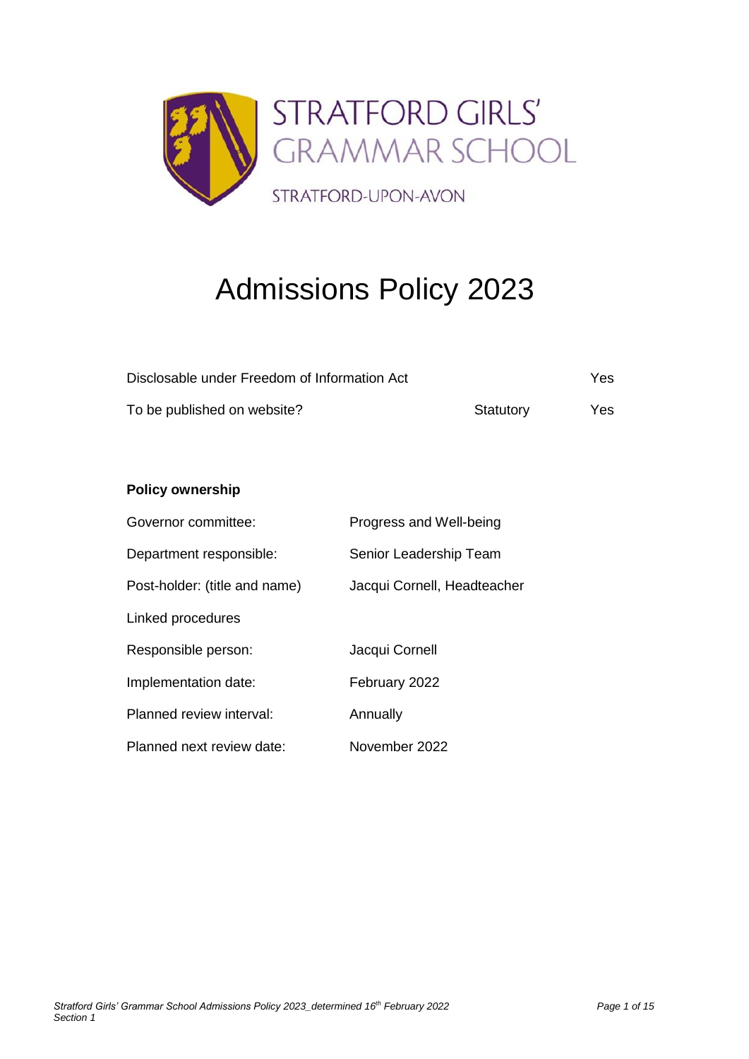STRATFORD GIRLS' GRAMMAR SCHOOL

STRATFORD-UPON-AVON

# Admissions Policy 2023

| | | |
|---|---|---|
| Disclosable under Freedom of Information Act | | Yes |
| To be published on website? | Statutory | Yes |

**Policy ownership**

| | |
|---|---|
| Governor committee: | Progress and Well-being |
| Department responsible: | Senior Leadership Team |
| Post-holder: (title and name) | Jacqui Cornell, Headteacher |
| Linked procedures | |
| Responsible person: | Jacqui Cornell |
| Implementation date: | February 2022 |
| Planned review interval: | Annually |
| Planned next review date: | November 2022 |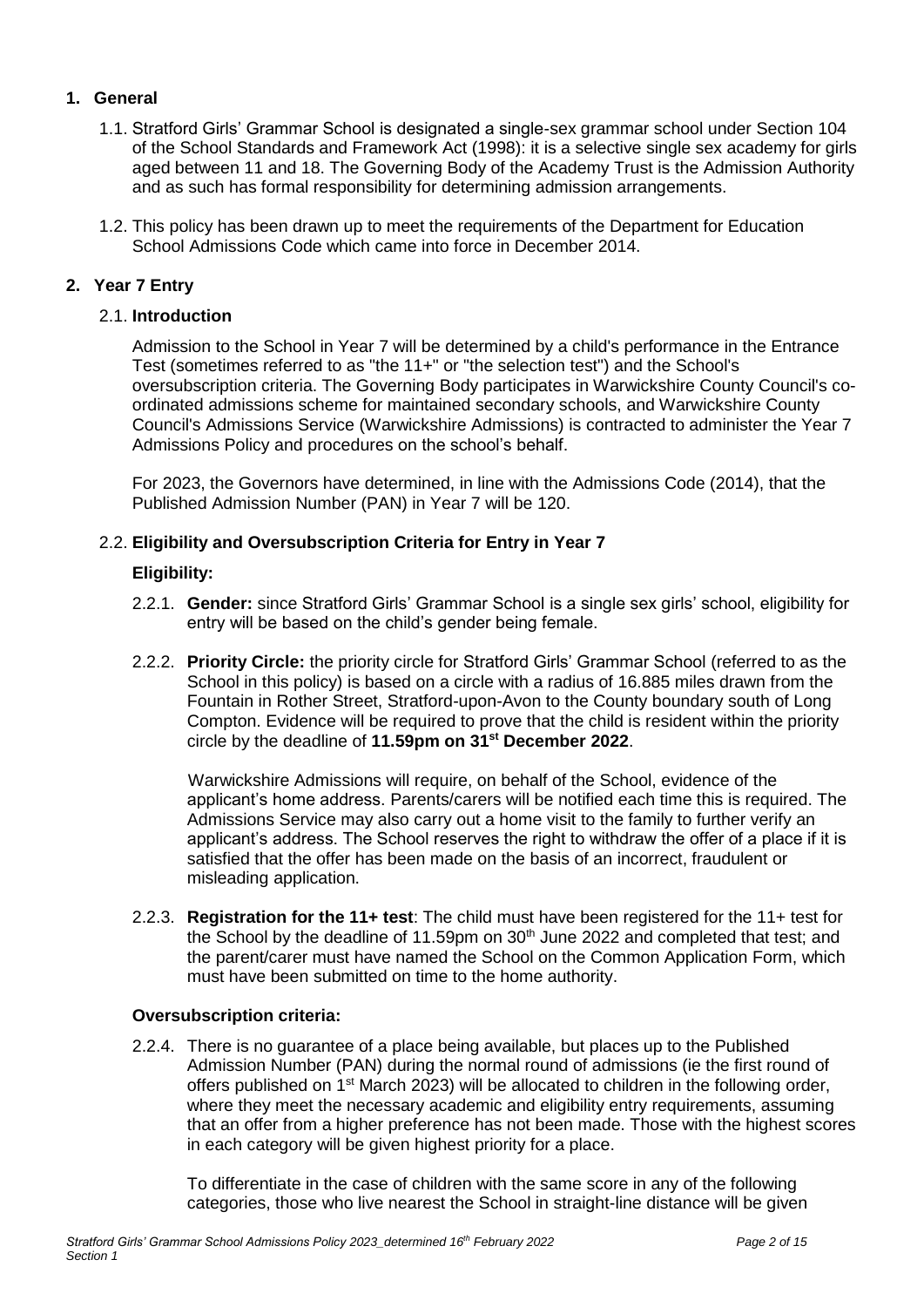## 1. General

1.1. Stratford Girls' Grammar School is designated a single-sex grammar school under Section 104 of the School Standards and Framework Act (1998): it is a selective single sex academy for girls aged between 11 and 18. The Governing Body of the Academy Trust is the Admission Authority and as such has formal responsibility for determining admission arrangements.

1.2. This policy has been drawn up to meet the requirements of the Department for Education School Admissions Code which came into force in December 2014.

## 2. Year 7 Entry

### 2.1. Introduction

Admission to the School in Year 7 will be determined by a child's performance in the Entrance Test (sometimes referred to as "the 11+" or "the selection test") and the School's oversubscription criteria. The Governing Body participates in Warwickshire County Council's co-ordinated admissions scheme for maintained secondary schools, and Warwickshire County Council's Admissions Service (Warwickshire Admissions) is contracted to administer the Year 7 Admissions Policy and procedures on the school's behalf.

For 2023, the Governors have determined, in line with the Admissions Code (2014), that the Published Admission Number (PAN) in Year 7 will be 120.

### 2.2. Eligibility and Oversubscription Criteria for Entry in Year 7

**Eligibility:**

2.2.1. **Gender:** since Stratford Girls' Grammar School is a single sex girls' school, eligibility for entry will be based on the child's gender being female.

2.2.2. **Priority Circle:** the priority circle for Stratford Girls' Grammar School (referred to as the School in this policy) is based on a circle with a radius of 16.885 miles drawn from the Fountain in Rother Street, Stratford-upon-Avon to the County boundary south of Long Compton. Evidence will be required to prove that the child is resident within the priority circle by the deadline of **11.59pm on 31st December 2022**.

Warwickshire Admissions will require, on behalf of the School, evidence of the applicant's home address. Parents/carers will be notified each time this is required. The Admissions Service may also carry out a home visit to the family to further verify an applicant's address. The School reserves the right to withdraw the offer of a place if it is satisfied that the offer has been made on the basis of an incorrect, fraudulent or misleading application.

2.2.3. **Registration for the 11+ test**: The child must have been registered for the 11+ test for the School by the deadline of 11.59pm on 30th June 2022 and completed that test; and the parent/carer must have named the School on the Common Application Form, which must have been submitted on time to the home authority.

**Oversubscription criteria:**

2.2.4. There is no guarantee of a place being available, but places up to the Published Admission Number (PAN) during the normal round of admissions (ie the first round of offers published on 1st March 2023) will be allocated to children in the following order, where they meet the necessary academic and eligibility entry requirements, assuming that an offer from a higher preference has not been made. Those with the highest scores in each category will be given highest priority for a place.

To differentiate in the case of children with the same score in any of the following categories, those who live nearest the School in straight-line distance will be given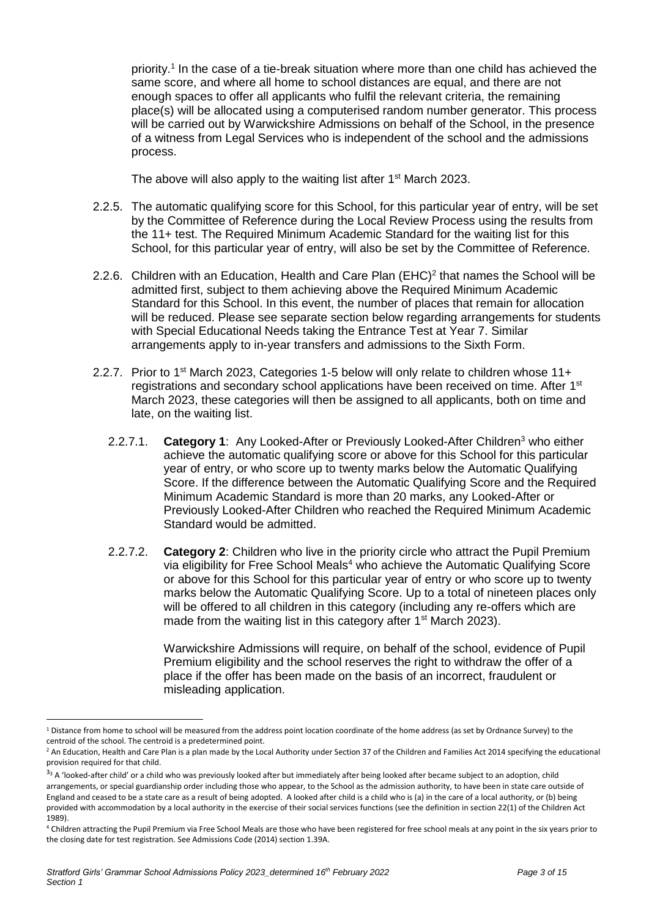priority.[1] In the case of a tie-break situation where more than one child has achieved the same score, and where all home to school distances are equal, and there are not enough spaces to offer all applicants who fulfil the relevant criteria, the remaining place(s) will be allocated using a computerised random number generator. This process will be carried out by Warwickshire Admissions on behalf of the School, in the presence of a witness from Legal Services who is independent of the school and the admissions process.

The above will also apply to the waiting list after 1st March 2023.

2.2.5. The automatic qualifying score for this School, for this particular year of entry, will be set by the Committee of Reference during the Local Review Process using the results from the 11+ test. The Required Minimum Academic Standard for the waiting list for this School, for this particular year of entry, will also be set by the Committee of Reference.

2.2.6. Children with an Education, Health and Care Plan (EHC)[2] that names the School will be admitted first, subject to them achieving above the Required Minimum Academic Standard for this School. In this event, the number of places that remain for allocation will be reduced. Please see separate section below regarding arrangements for students with Special Educational Needs taking the Entrance Test at Year 7. Similar arrangements apply to in-year transfers and admissions to the Sixth Form.

2.2.7. Prior to 1st March 2023, Categories 1-5 below will only relate to children whose 11+ registrations and secondary school applications have been received on time. After 1st March 2023, these categories will then be assigned to all applicants, both on time and late, on the waiting list.

2.2.7.1. **Category 1**: Any Looked-After or Previously Looked-After Children[3] who either achieve the automatic qualifying score or above for this School for this particular year of entry, or who score up to twenty marks below the Automatic Qualifying Score. If the difference between the Automatic Qualifying Score and the Required Minimum Academic Standard is more than 20 marks, any Looked-After or Previously Looked-After Children who reached the Required Minimum Academic Standard would be admitted.

2.2.7.2. **Category 2**: Children who live in the priority circle who attract the Pupil Premium via eligibility for Free School Meals[4] who achieve the Automatic Qualifying Score or above for this School for this particular year of entry or who score up to twenty marks below the Automatic Qualifying Score. Up to a total of nineteen places only will be offered to all children in this category (including any re-offers which are made from the waiting list in this category after 1st March 2023).

Warwickshire Admissions will require, on behalf of the school, evidence of Pupil Premium eligibility and the school reserves the right to withdraw the offer of a place if the offer has been made on the basis of an incorrect, fraudulent or misleading application.

---

[1] Distance from home to school will be measured from the address point location coordinate of the home address (as set by Ordnance Survey) to the centroid of the school. The centroid is a predetermined point.

[2] An Education, Health and Care Plan is a plan made by the Local Authority under Section 37 of the Children and Families Act 2014 specifying the educational provision required for that child.

[3] A 'looked-after child' or a child who was previously looked after but immediately after being looked after became subject to an adoption, child arrangements, or special guardianship order including those who appear, to the School as the admission authority, to have been in state care outside of England and ceased to be a state care as a result of being adopted. A looked after child is a child who is (a) in the care of a local authority, or (b) being provided with accommodation by a local authority in the exercise of their social services functions (see the definition in section 22(1) of the Children Act 1989).

[4] Children attracting the Pupil Premium via Free School Meals are those who have been registered for free school meals at any point in the six years prior to the closing date for test registration. See Admissions Code (2014) section 1.39A.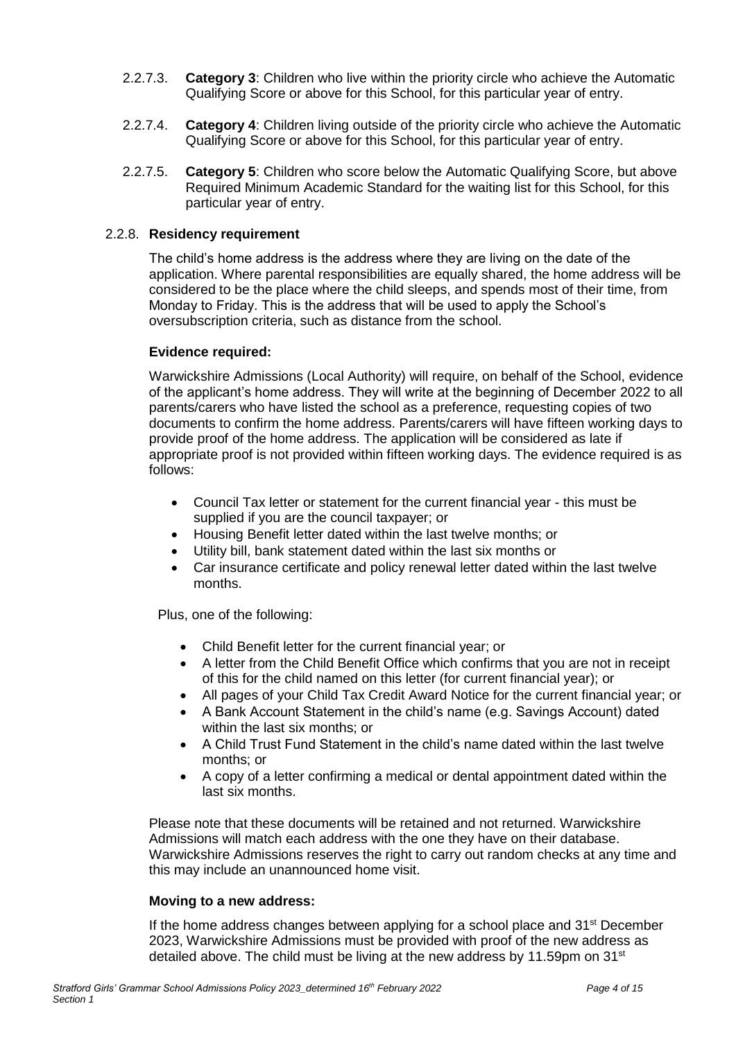2.2.7.3. **Category 3**: Children who live within the priority circle who achieve the Automatic Qualifying Score or above for this School, for this particular year of entry.

2.2.7.4. **Category 4**: Children living outside of the priority circle who achieve the Automatic Qualifying Score or above for this School, for this particular year of entry.

2.2.7.5. **Category 5**: Children who score below the Automatic Qualifying Score, but above Required Minimum Academic Standard for the waiting list for this School, for this particular year of entry.

2.2.8. **Residency requirement**

The child's home address is the address where they are living on the date of the application. Where parental responsibilities are equally shared, the home address will be considered to be the place where the child sleeps, and spends most of their time, from Monday to Friday. This is the address that will be used to apply the School's oversubscription criteria, such as distance from the school.

**Evidence required:**

Warwickshire Admissions (Local Authority) will require, on behalf of the School, evidence of the applicant's home address. They will write at the beginning of December 2022 to all parents/carers who have listed the school as a preference, requesting copies of two documents to confirm the home address. Parents/carers will have fifteen working days to provide proof of the home address. The application will be considered as late if appropriate proof is not provided within fifteen working days. The evidence required is as follows:

- Council Tax letter or statement for the current financial year - this must be supplied if you are the council taxpayer; or
- Housing Benefit letter dated within the last twelve months; or
- Utility bill, bank statement dated within the last six months or
- Car insurance certificate and policy renewal letter dated within the last twelve months.

Plus, one of the following:

- Child Benefit letter for the current financial year; or
- A letter from the Child Benefit Office which confirms that you are not in receipt of this for the child named on this letter (for current financial year); or
- All pages of your Child Tax Credit Award Notice for the current financial year; or
- A Bank Account Statement in the child's name (e.g. Savings Account) dated within the last six months; or
- A Child Trust Fund Statement in the child's name dated within the last twelve months; or
- A copy of a letter confirming a medical or dental appointment dated within the last six months.

Please note that these documents will be retained and not returned. Warwickshire Admissions will match each address with the one they have on their database. Warwickshire Admissions reserves the right to carry out random checks at any time and this may include an unannounced home visit.

**Moving to a new address:**

If the home address changes between applying for a school place and 31st December 2023, Warwickshire Admissions must be provided with proof of the new address as detailed above. The child must be living at the new address by 11.59pm on 31st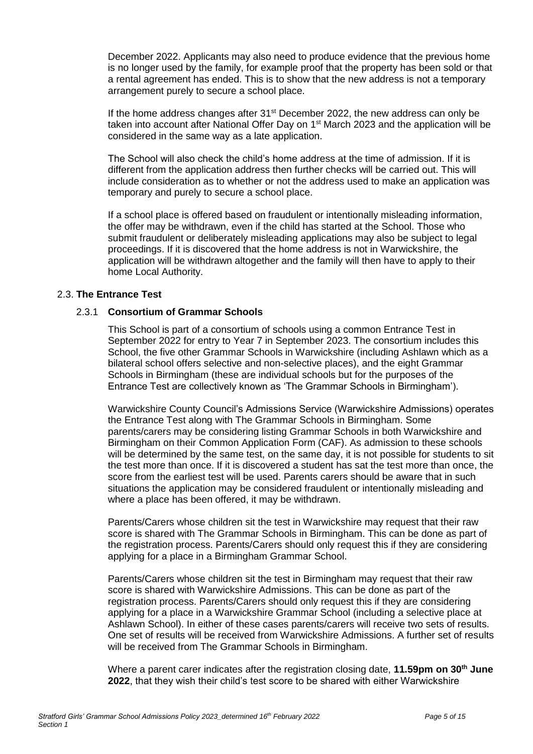December 2022. Applicants may also need to produce evidence that the previous home is no longer used by the family, for example proof that the property has been sold or that a rental agreement has ended. This is to show that the new address is not a temporary arrangement purely to secure a school place.

If the home address changes after 31st December 2022, the new address can only be taken into account after National Offer Day on 1st March 2023 and the application will be considered in the same way as a late application.

The School will also check the child's home address at the time of admission. If it is different from the application address then further checks will be carried out. This will include consideration as to whether or not the address used to make an application was temporary and purely to secure a school place.

If a school place is offered based on fraudulent or intentionally misleading information, the offer may be withdrawn, even if the child has started at the School. Those who submit fraudulent or deliberately misleading applications may also be subject to legal proceedings. If it is discovered that the home address is not in Warwickshire, the application will be withdrawn altogether and the family will then have to apply to their home Local Authority.

## 2.3. The Entrance Test

### 2.3.1 Consortium of Grammar Schools

This School is part of a consortium of schools using a common Entrance Test in September 2022 for entry to Year 7 in September 2023. The consortium includes this School, the five other Grammar Schools in Warwickshire (including Ashlawn which as a bilateral school offers selective and non-selective places), and the eight Grammar Schools in Birmingham (these are individual schools but for the purposes of the Entrance Test are collectively known as 'The Grammar Schools in Birmingham').

Warwickshire County Council's Admissions Service (Warwickshire Admissions) operates the Entrance Test along with The Grammar Schools in Birmingham. Some parents/carers may be considering listing Grammar Schools in both Warwickshire and Birmingham on their Common Application Form (CAF). As admission to these schools will be determined by the same test, on the same day, it is not possible for students to sit the test more than once. If it is discovered a student has sat the test more than once, the score from the earliest test will be used. Parents carers should be aware that in such situations the application may be considered fraudulent or intentionally misleading and where a place has been offered, it may be withdrawn.

Parents/Carers whose children sit the test in Warwickshire may request that their raw score is shared with The Grammar Schools in Birmingham. This can be done as part of the registration process. Parents/Carers should only request this if they are considering applying for a place in a Birmingham Grammar School.

Parents/Carers whose children sit the test in Birmingham may request that their raw score is shared with Warwickshire Admissions. This can be done as part of the registration process. Parents/Carers should only request this if they are considering applying for a place in a Warwickshire Grammar School (including a selective place at Ashlawn School). In either of these cases parents/carers will receive two sets of results. One set of results will be received from Warwickshire Admissions. A further set of results will be received from The Grammar Schools in Birmingham.

Where a parent carer indicates after the registration closing date, **11.59pm on 30th June 2022**, that they wish their child's test score to be shared with either Warwickshire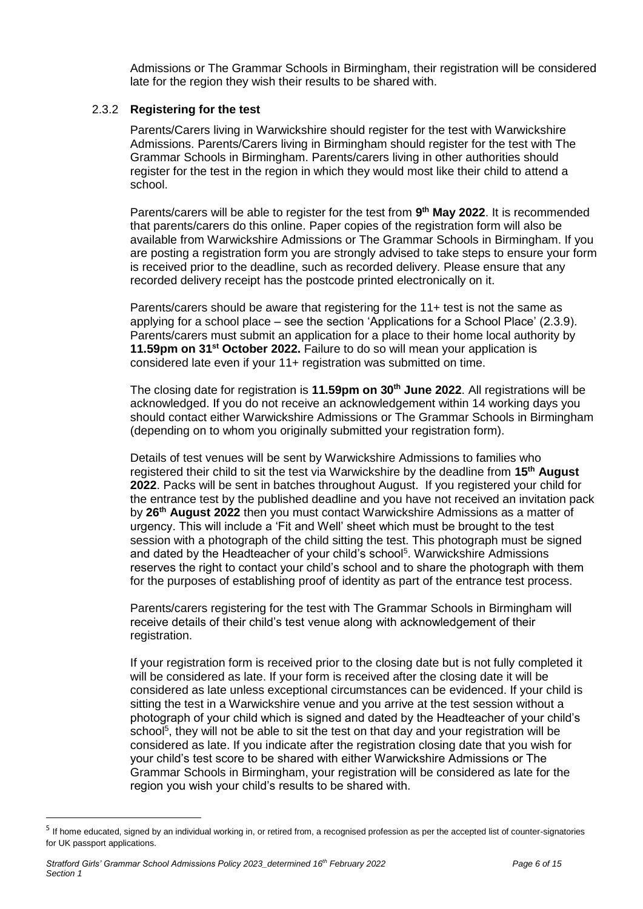Admissions or The Grammar Schools in Birmingham, their registration will be considered late for the region they wish their results to be shared with.

### 2.3.2 Registering for the test

Parents/Carers living in Warwickshire should register for the test with Warwickshire Admissions. Parents/Carers living in Birmingham should register for the test with The Grammar Schools in Birmingham. Parents/carers living in other authorities should register for the test in the region in which they would most like their child to attend a school.

Parents/carers will be able to register for the test from **9th May 2022**. It is recommended that parents/carers do this online. Paper copies of the registration form will also be available from Warwickshire Admissions or The Grammar Schools in Birmingham. If you are posting a registration form you are strongly advised to take steps to ensure your form is received prior to the deadline, such as recorded delivery. Please ensure that any recorded delivery receipt has the postcode printed electronically on it.

Parents/carers should be aware that registering for the 11+ test is not the same as applying for a school place – see the section 'Applications for a School Place' (2.3.9). Parents/carers must submit an application for a place to their home local authority by **11.59pm on 31st October 2022.** Failure to do so will mean your application is considered late even if your 11+ registration was submitted on time.

The closing date for registration is **11.59pm on 30th June 2022**. All registrations will be acknowledged. If you do not receive an acknowledgement within 14 working days you should contact either Warwickshire Admissions or The Grammar Schools in Birmingham (depending on to whom you originally submitted your registration form).

Details of test venues will be sent by Warwickshire Admissions to families who registered their child to sit the test via Warwickshire by the deadline from **15th August 2022**. Packs will be sent in batches throughout August. If you registered your child for the entrance test by the published deadline and you have not received an invitation pack by **26th August 2022** then you must contact Warwickshire Admissions as a matter of urgency. This will include a 'Fit and Well' sheet which must be brought to the test session with a photograph of the child sitting the test. This photograph must be signed and dated by the Headteacher of your child's school[5]. Warwickshire Admissions reserves the right to contact your child's school and to share the photograph with them for the purposes of establishing proof of identity as part of the entrance test process.

Parents/carers registering for the test with The Grammar Schools in Birmingham will receive details of their child's test venue along with acknowledgement of their registration.

If your registration form is received prior to the closing date but is not fully completed it will be considered as late. If your form is received after the closing date it will be considered as late unless exceptional circumstances can be evidenced. If your child is sitting the test in a Warwickshire venue and you arrive at the test session without a photograph of your child which is signed and dated by the Headteacher of your child's school[5], they will not be able to sit the test on that day and your registration will be considered as late. If you indicate after the registration closing date that you wish for your child's test score to be shared with either Warwickshire Admissions or The Grammar Schools in Birmingham, your registration will be considered as late for the region you wish your child's results to be shared with.

[5] If home educated, signed by an individual working in, or retired from, a recognised profession as per the accepted list of counter-signatories for UK passport applications.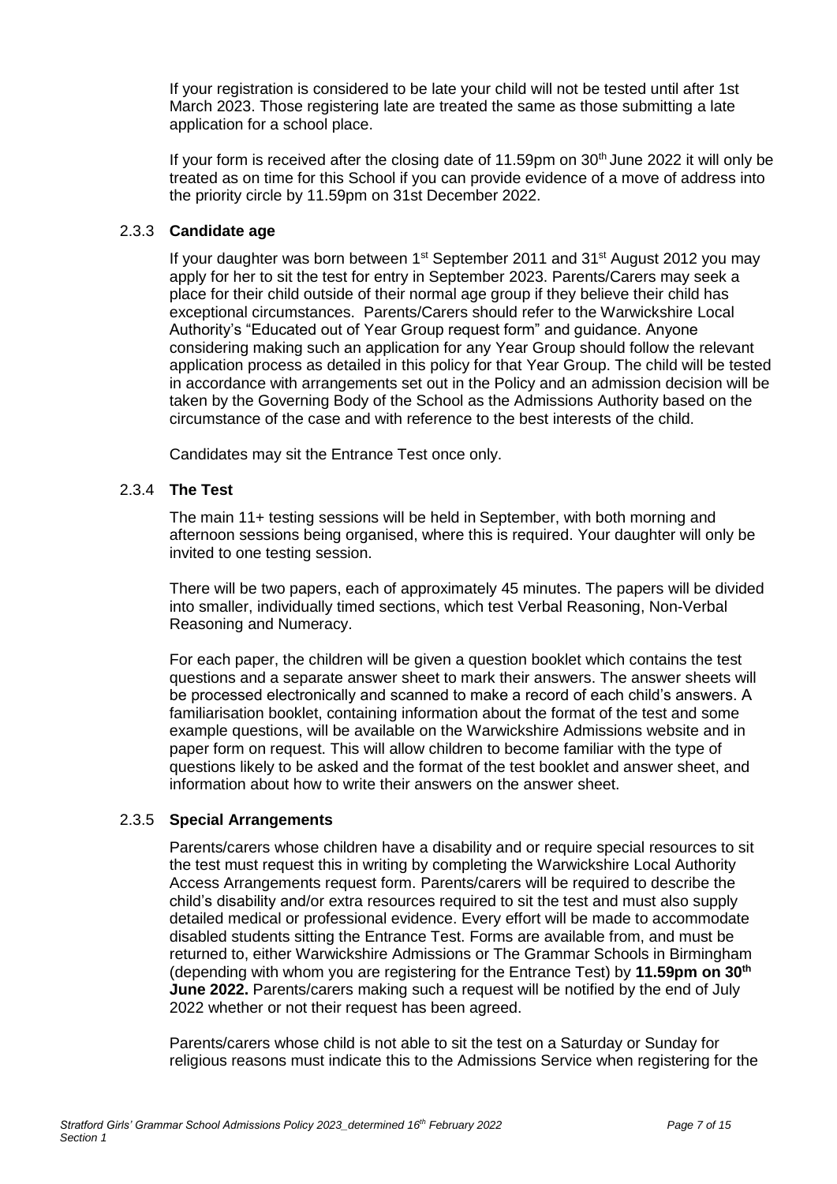If your registration is considered to be late your child will not be tested until after 1st March 2023. Those registering late are treated the same as those submitting a late application for a school place.

If your form is received after the closing date of 11.59pm on 30th June 2022 it will only be treated as on time for this School if you can provide evidence of a move of address into the priority circle by 11.59pm on 31st December 2022.

#### 2.3.3 **Candidate age**

If your daughter was born between 1st September 2011 and 31st August 2012 you may apply for her to sit the test for entry in September 2023. Parents/Carers may seek a place for their child outside of their normal age group if they believe their child has exceptional circumstances. Parents/Carers should refer to the Warwickshire Local Authority's "Educated out of Year Group request form" and guidance. Anyone considering making such an application for any Year Group should follow the relevant application process as detailed in this policy for that Year Group. The child will be tested in accordance with arrangements set out in the Policy and an admission decision will be taken by the Governing Body of the School as the Admissions Authority based on the circumstance of the case and with reference to the best interests of the child.

Candidates may sit the Entrance Test once only.

#### 2.3.4 **The Test**

The main 11+ testing sessions will be held in September, with both morning and afternoon sessions being organised, where this is required. Your daughter will only be invited to one testing session.

There will be two papers, each of approximately 45 minutes. The papers will be divided into smaller, individually timed sections, which test Verbal Reasoning, Non-Verbal Reasoning and Numeracy.

For each paper, the children will be given a question booklet which contains the test questions and a separate answer sheet to mark their answers. The answer sheets will be processed electronically and scanned to make a record of each child's answers. A familiarisation booklet, containing information about the format of the test and some example questions, will be available on the Warwickshire Admissions website and in paper form on request. This will allow children to become familiar with the type of questions likely to be asked and the format of the test booklet and answer sheet, and information about how to write their answers on the answer sheet.

#### 2.3.5 **Special Arrangements**

Parents/carers whose children have a disability and or require special resources to sit the test must request this in writing by completing the Warwickshire Local Authority Access Arrangements request form. Parents/carers will be required to describe the child's disability and/or extra resources required to sit the test and must also supply detailed medical or professional evidence. Every effort will be made to accommodate disabled students sitting the Entrance Test. Forms are available from, and must be returned to, either Warwickshire Admissions or The Grammar Schools in Birmingham (depending with whom you are registering for the Entrance Test) by **11.59pm on 30th June 2022.** Parents/carers making such a request will be notified by the end of July 2022 whether or not their request has been agreed.

Parents/carers whose child is not able to sit the test on a Saturday or Sunday for religious reasons must indicate this to the Admissions Service when registering for the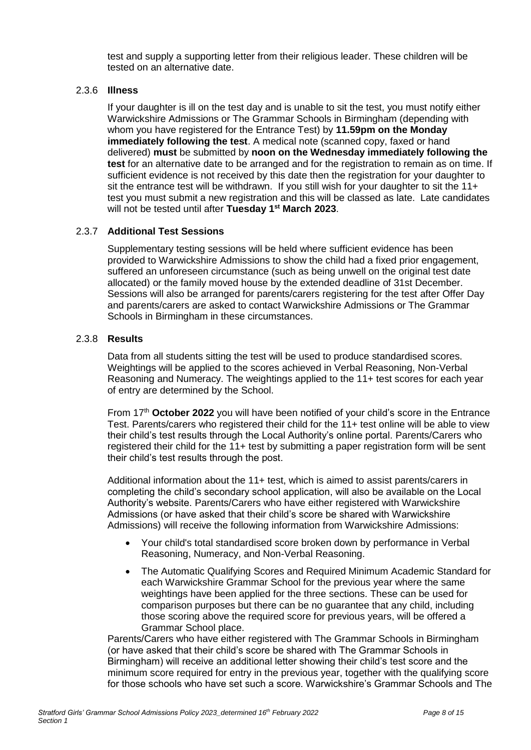test and supply a supporting letter from their religious leader. These children will be tested on an alternative date.

#### 2.3.6 **Illness**

If your daughter is ill on the test day and is unable to sit the test, you must notify either Warwickshire Admissions or The Grammar Schools in Birmingham (depending with whom you have registered for the Entrance Test) by **11.59pm on the Monday immediately following the test**. A medical note (scanned copy, faxed or hand delivered) **must** be submitted by **noon on the Wednesday immediately following the test** for an alternative date to be arranged and for the registration to remain as on time. If sufficient evidence is not received by this date then the registration for your daughter to sit the entrance test will be withdrawn. If you still wish for your daughter to sit the 11+ test you must submit a new registration and this will be classed as late. Late candidates will not be tested until after **Tuesday 1st March 2023**.

#### 2.3.7 **Additional Test Sessions**

Supplementary testing sessions will be held where sufficient evidence has been provided to Warwickshire Admissions to show the child had a fixed prior engagement, suffered an unforeseen circumstance (such as being unwell on the original test date allocated) or the family moved house by the extended deadline of 31st December. Sessions will also be arranged for parents/carers registering for the test after Offer Day and parents/carers are asked to contact Warwickshire Admissions or The Grammar Schools in Birmingham in these circumstances.

#### 2.3.8 **Results**

Data from all students sitting the test will be used to produce standardised scores. Weightings will be applied to the scores achieved in Verbal Reasoning, Non-Verbal Reasoning and Numeracy. The weightings applied to the 11+ test scores for each year of entry are determined by the School.

From 17th **October 2022** you will have been notified of your child's score in the Entrance Test. Parents/carers who registered their child for the 11+ test online will be able to view their child's test results through the Local Authority's online portal. Parents/Carers who registered their child for the 11+ test by submitting a paper registration form will be sent their child's test results through the post.

Additional information about the 11+ test, which is aimed to assist parents/carers in completing the child's secondary school application, will also be available on the Local Authority's website. Parents/Carers who have either registered with Warwickshire Admissions (or have asked that their child's score be shared with Warwickshire Admissions) will receive the following information from Warwickshire Admissions:

- Your child's total standardised score broken down by performance in Verbal Reasoning, Numeracy, and Non-Verbal Reasoning.
- The Automatic Qualifying Scores and Required Minimum Academic Standard for each Warwickshire Grammar School for the previous year where the same weightings have been applied for the three sections. These can be used for comparison purposes but there can be no guarantee that any child, including those scoring above the required score for previous years, will be offered a Grammar School place.

Parents/Carers who have either registered with The Grammar Schools in Birmingham (or have asked that their child's score be shared with The Grammar Schools in Birmingham) will receive an additional letter showing their child's test score and the minimum score required for entry in the previous year, together with the qualifying score for those schools who have set such a score. Warwickshire's Grammar Schools and The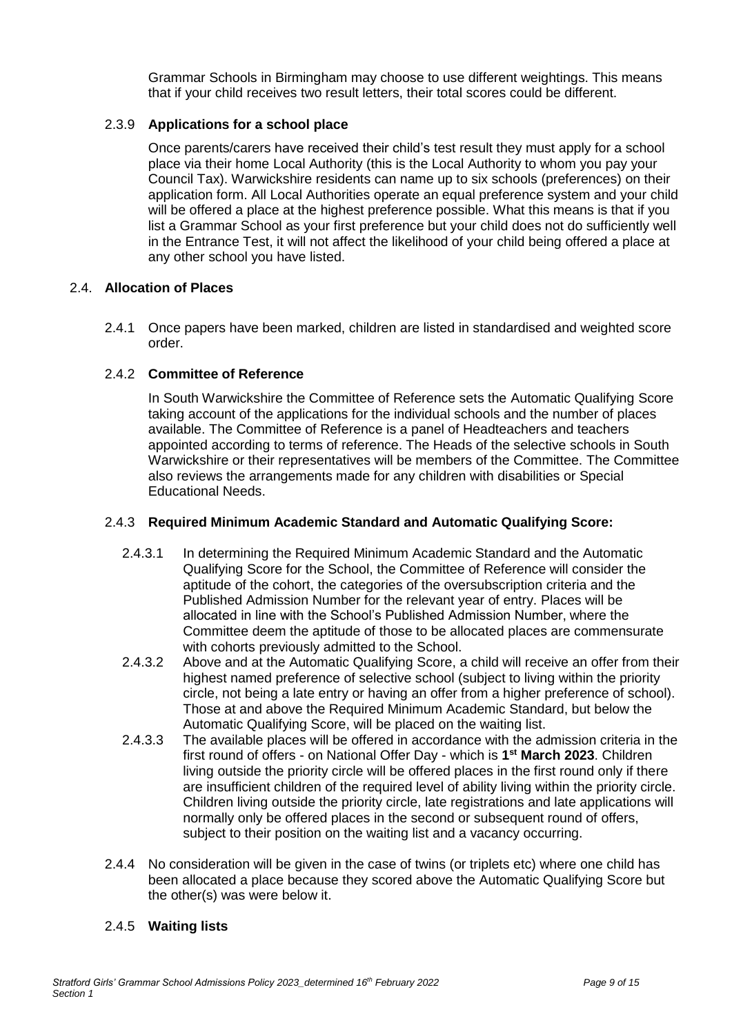Grammar Schools in Birmingham may choose to use different weightings. This means that if your child receives two result letters, their total scores could be different.

#### 2.3.9 **Applications for a school place**

Once parents/carers have received their child's test result they must apply for a school place via their home Local Authority (this is the Local Authority to whom you pay your Council Tax). Warwickshire residents can name up to six schools (preferences) on their application form. All Local Authorities operate an equal preference system and your child will be offered a place at the highest preference possible. What this means is that if you list a Grammar School as your first preference but your child does not do sufficiently well in the Entrance Test, it will not affect the likelihood of your child being offered a place at any other school you have listed.

### 2.4. **Allocation of Places**

2.4.1 Once papers have been marked, children are listed in standardised and weighted score order.

#### 2.4.2 **Committee of Reference**

In South Warwickshire the Committee of Reference sets the Automatic Qualifying Score taking account of the applications for the individual schools and the number of places available. The Committee of Reference is a panel of Headteachers and teachers appointed according to terms of reference. The Heads of the selective schools in South Warwickshire or their representatives will be members of the Committee. The Committee also reviews the arrangements made for any children with disabilities or Special Educational Needs.

#### 2.4.3 **Required Minimum Academic Standard and Automatic Qualifying Score:**

2.4.3.1 In determining the Required Minimum Academic Standard and the Automatic Qualifying Score for the School, the Committee of Reference will consider the aptitude of the cohort, the categories of the oversubscription criteria and the Published Admission Number for the relevant year of entry. Places will be allocated in line with the School's Published Admission Number, where the Committee deem the aptitude of those to be allocated places are commensurate with cohorts previously admitted to the School.

2.4.3.2 Above and at the Automatic Qualifying Score, a child will receive an offer from their highest named preference of selective school (subject to living within the priority circle, not being a late entry or having an offer from a higher preference of school). Those at and above the Required Minimum Academic Standard, but below the Automatic Qualifying Score, will be placed on the waiting list.

2.4.3.3 The available places will be offered in accordance with the admission criteria in the first round of offers - on National Offer Day - which is **1st March 2023**. Children living outside the priority circle will be offered places in the first round only if there are insufficient children of the required level of ability living within the priority circle. Children living outside the priority circle, late registrations and late applications will normally only be offered places in the second or subsequent round of offers, subject to their position on the waiting list and a vacancy occurring.

2.4.4 No consideration will be given in the case of twins (or triplets etc) where one child has been allocated a place because they scored above the Automatic Qualifying Score but the other(s) was were below it.

#### 2.4.5 **Waiting lists**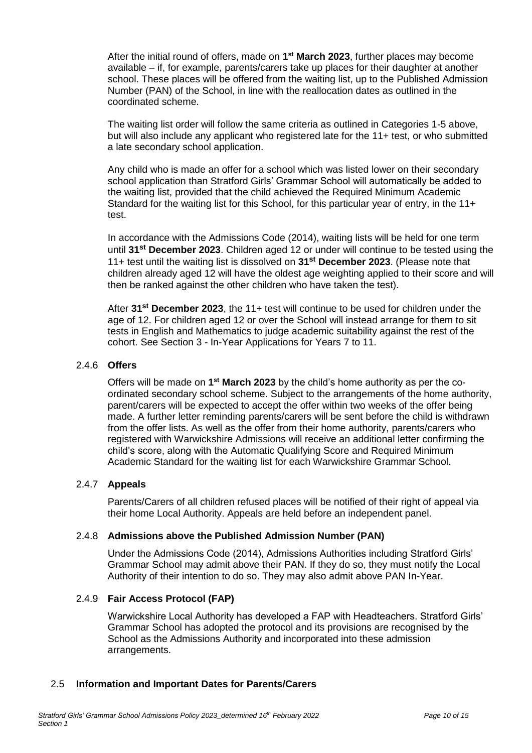After the initial round of offers, made on **1st March 2023**, further places may become available – if, for example, parents/carers take up places for their daughter at another school. These places will be offered from the waiting list, up to the Published Admission Number (PAN) of the School, in line with the reallocation dates as outlined in the coordinated scheme.

The waiting list order will follow the same criteria as outlined in Categories 1-5 above, but will also include any applicant who registered late for the 11+ test, or who submitted a late secondary school application.

Any child who is made an offer for a school which was listed lower on their secondary school application than Stratford Girls' Grammar School will automatically be added to the waiting list, provided that the child achieved the Required Minimum Academic Standard for the waiting list for this School, for this particular year of entry, in the 11+ test.

In accordance with the Admissions Code (2014), waiting lists will be held for one term until **31st December 2023**. Children aged 12 or under will continue to be tested using the 11+ test until the waiting list is dissolved on **31st December 2023**. (Please note that children already aged 12 will have the oldest age weighting applied to their score and will then be ranked against the other children who have taken the test).

After **31st December 2023**, the 11+ test will continue to be used for children under the age of 12. For children aged 12 or over the School will instead arrange for them to sit tests in English and Mathematics to judge academic suitability against the rest of the cohort. See Section 3 - In-Year Applications for Years 7 to 11.

### 2.4.6 Offers

Offers will be made on **1st March 2023** by the child's home authority as per the co-ordinated secondary school scheme. Subject to the arrangements of the home authority, parent/carers will be expected to accept the offer within two weeks of the offer being made. A further letter reminding parents/carers will be sent before the child is withdrawn from the offer lists. As well as the offer from their home authority, parents/carers who registered with Warwickshire Admissions will receive an additional letter confirming the child's score, along with the Automatic Qualifying Score and Required Minimum Academic Standard for the waiting list for each Warwickshire Grammar School.

### 2.4.7 Appeals

Parents/Carers of all children refused places will be notified of their right of appeal via their home Local Authority. Appeals are held before an independent panel.

### 2.4.8 Admissions above the Published Admission Number (PAN)

Under the Admissions Code (2014), Admissions Authorities including Stratford Girls' Grammar School may admit above their PAN. If they do so, they must notify the Local Authority of their intention to do so. They may also admit above PAN In-Year.

### 2.4.9 Fair Access Protocol (FAP)

Warwickshire Local Authority has developed a FAP with Headteachers. Stratford Girls' Grammar School has adopted the protocol and its provisions are recognised by the School as the Admissions Authority and incorporated into these admission arrangements.

## 2.5 Information and Important Dates for Parents/Carers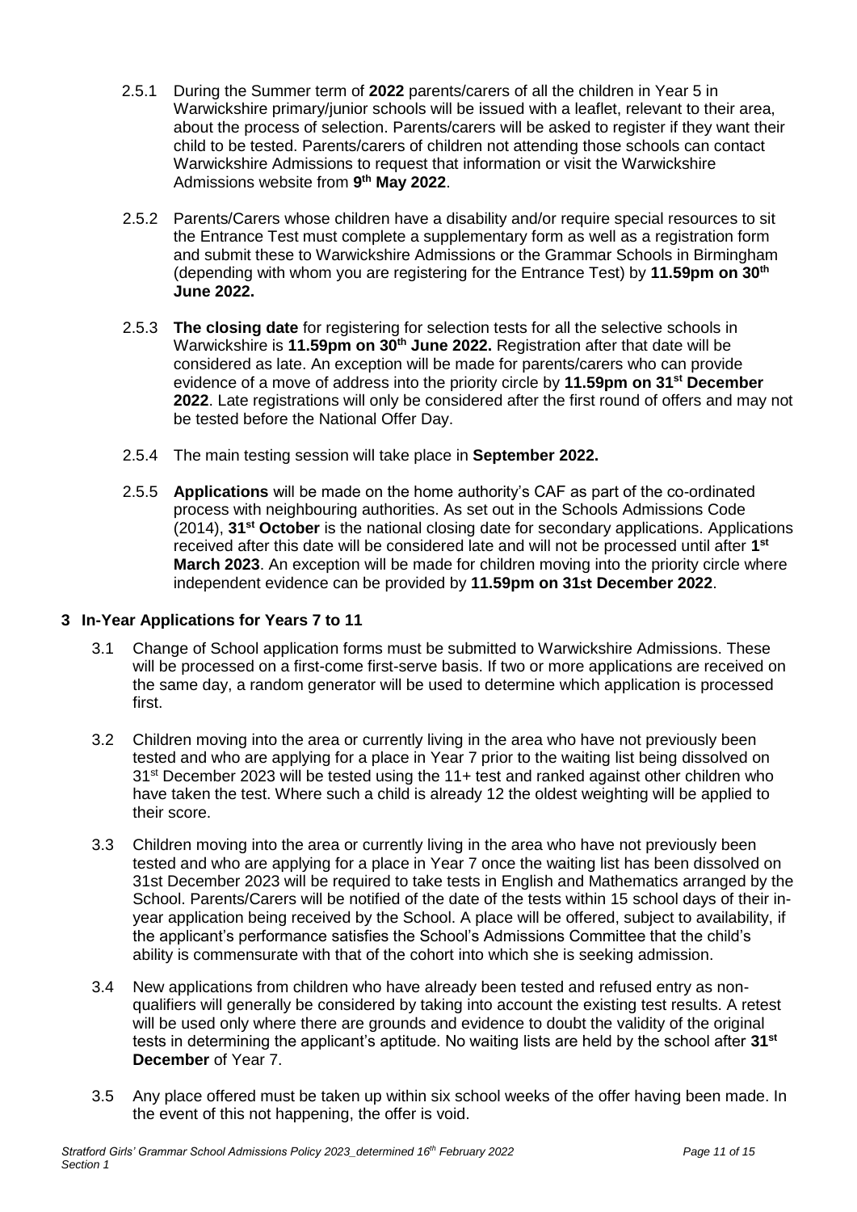2.5.1 During the Summer term of **2022** parents/carers of all the children in Year 5 in Warwickshire primary/junior schools will be issued with a leaflet, relevant to their area, about the process of selection. Parents/carers will be asked to register if they want their child to be tested. Parents/carers of children not attending those schools can contact Warwickshire Admissions to request that information or visit the Warwickshire Admissions website from **9th May 2022**.

2.5.2 Parents/Carers whose children have a disability and/or require special resources to sit the Entrance Test must complete a supplementary form as well as a registration form and submit these to Warwickshire Admissions or the Grammar Schools in Birmingham (depending with whom you are registering for the Entrance Test) by **11.59pm on 30th June 2022.**

2.5.3 **The closing date** for registering for selection tests for all the selective schools in Warwickshire is **11.59pm on 30th June 2022.** Registration after that date will be considered as late. An exception will be made for parents/carers who can provide evidence of a move of address into the priority circle by **11.59pm on 31st December 2022**. Late registrations will only be considered after the first round of offers and may not be tested before the National Offer Day.

2.5.4 The main testing session will take place in **September 2022.**

2.5.5 **Applications** will be made on the home authority's CAF as part of the co-ordinated process with neighbouring authorities. As set out in the Schools Admissions Code (2014), **31st October** is the national closing date for secondary applications. Applications received after this date will be considered late and will not be processed until after **1st March 2023**. An exception will be made for children moving into the priority circle where independent evidence can be provided by **11.59pm on 31st December 2022**.

## 3 In-Year Applications for Years 7 to 11

3.1 Change of School application forms must be submitted to Warwickshire Admissions. These will be processed on a first-come first-serve basis. If two or more applications are received on the same day, a random generator will be used to determine which application is processed first.

3.2 Children moving into the area or currently living in the area who have not previously been tested and who are applying for a place in Year 7 prior to the waiting list being dissolved on 31st December 2023 will be tested using the 11+ test and ranked against other children who have taken the test. Where such a child is already 12 the oldest weighting will be applied to their score.

3.3 Children moving into the area or currently living in the area who have not previously been tested and who are applying for a place in Year 7 once the waiting list has been dissolved on 31st December 2023 will be required to take tests in English and Mathematics arranged by the School. Parents/Carers will be notified of the date of the tests within 15 school days of their in-year application being received by the School. A place will be offered, subject to availability, if the applicant's performance satisfies the School's Admissions Committee that the child's ability is commensurate with that of the cohort into which she is seeking admission.

3.4 New applications from children who have already been tested and refused entry as non-qualifiers will generally be considered by taking into account the existing test results. A retest will be used only where there are grounds and evidence to doubt the validity of the original tests in determining the applicant's aptitude. No waiting lists are held by the school after **31st December** of Year 7.

3.5 Any place offered must be taken up within six school weeks of the offer having been made. In the event of this not happening, the offer is void.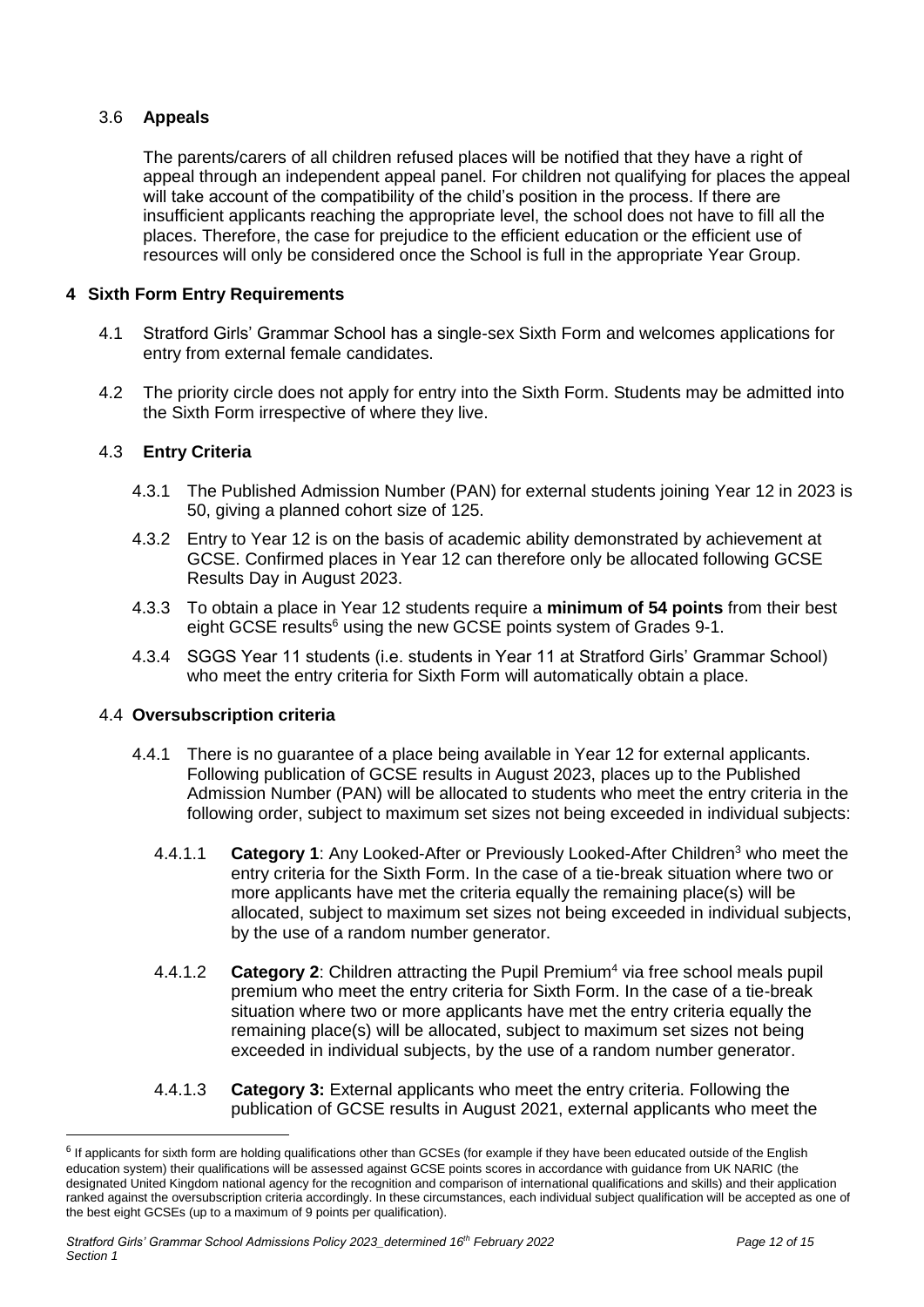### 3.6 Appeals

The parents/carers of all children refused places will be notified that they have a right of appeal through an independent appeal panel. For children not qualifying for places the appeal will take account of the compatibility of the child's position in the process. If there are insufficient applicants reaching the appropriate level, the school does not have to fill all the places. Therefore, the case for prejudice to the efficient education or the efficient use of resources will only be considered once the School is full in the appropriate Year Group.

## 4 Sixth Form Entry Requirements

4.1 Stratford Girls' Grammar School has a single-sex Sixth Form and welcomes applications for entry from external female candidates.

4.2 The priority circle does not apply for entry into the Sixth Form. Students may be admitted into the Sixth Form irrespective of where they live.

### 4.3 Entry Criteria

4.3.1 The Published Admission Number (PAN) for external students joining Year 12 in 2023 is 50, giving a planned cohort size of 125.

4.3.2 Entry to Year 12 is on the basis of academic ability demonstrated by achievement at GCSE. Confirmed places in Year 12 can therefore only be allocated following GCSE Results Day in August 2023.

4.3.3 To obtain a place in Year 12 students require a **minimum of 54 points** from their best eight GCSE results[6] using the new GCSE points system of Grades 9-1.

4.3.4 SGGS Year 11 students (i.e. students in Year 11 at Stratford Girls' Grammar School) who meet the entry criteria for Sixth Form will automatically obtain a place.

### 4.4 Oversubscription criteria

4.4.1 There is no guarantee of a place being available in Year 12 for external applicants. Following publication of GCSE results in August 2023, places up to the Published Admission Number (PAN) will be allocated to students who meet the entry criteria in the following order, subject to maximum set sizes not being exceeded in individual subjects:

4.4.1.1 **Category 1**: Any Looked-After or Previously Looked-After Children[3] who meet the entry criteria for the Sixth Form. In the case of a tie-break situation where two or more applicants have met the criteria equally the remaining place(s) will be allocated, subject to maximum set sizes not being exceeded in individual subjects, by the use of a random number generator.

4.4.1.2 **Category 2**: Children attracting the Pupil Premium[4] via free school meals pupil premium who meet the entry criteria for Sixth Form. In the case of a tie-break situation where two or more applicants have met the entry criteria equally the remaining place(s) will be allocated, subject to maximum set sizes not being exceeded in individual subjects, by the use of a random number generator.

4.4.1.3 **Category 3:** External applicants who meet the entry criteria. Following the publication of GCSE results in August 2021, external applicants who meet the

---

[6] If applicants for sixth form are holding qualifications other than GCSEs (for example if they have been educated outside of the English education system) their qualifications will be assessed against GCSE points scores in accordance with guidance from UK NARIC (the designated United Kingdom national agency for the recognition and comparison of international qualifications and skills) and their application ranked against the oversubscription criteria accordingly. In these circumstances, each individual subject qualification will be accepted as one of the best eight GCSEs (up to a maximum of 9 points per qualification).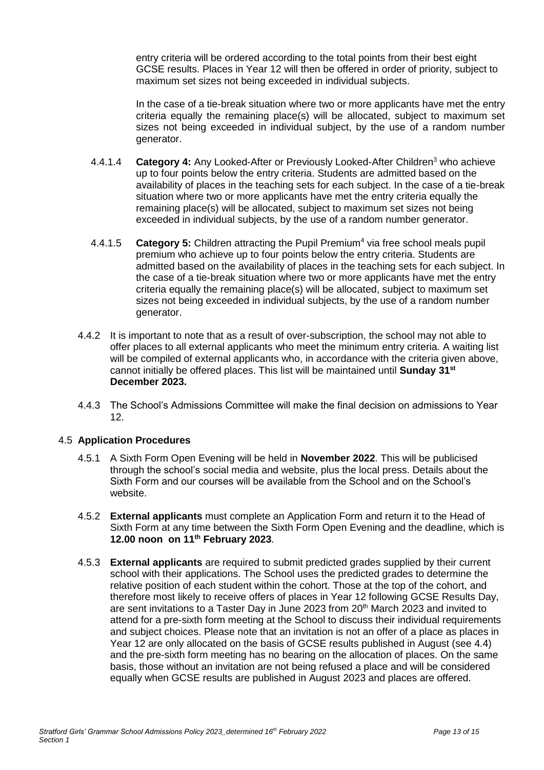entry criteria will be ordered according to the total points from their best eight GCSE results. Places in Year 12 will then be offered in order of priority, subject to maximum set sizes not being exceeded in individual subjects.

In the case of a tie-break situation where two or more applicants have met the entry criteria equally the remaining place(s) will be allocated, subject to maximum set sizes not being exceeded in individual subject, by the use of a random number generator.

4.4.1.4 **Category 4:** Any Looked-After or Previously Looked-After Children[3] who achieve up to four points below the entry criteria. Students are admitted based on the availability of places in the teaching sets for each subject. In the case of a tie-break situation where two or more applicants have met the entry criteria equally the remaining place(s) will be allocated, subject to maximum set sizes not being exceeded in individual subjects, by the use of a random number generator.

4.4.1.5 **Category 5:** Children attracting the Pupil Premium[4] via free school meals pupil premium who achieve up to four points below the entry criteria. Students are admitted based on the availability of places in the teaching sets for each subject. In the case of a tie-break situation where two or more applicants have met the entry criteria equally the remaining place(s) will be allocated, subject to maximum set sizes not being exceeded in individual subjects, by the use of a random number generator.

4.4.2 It is important to note that as a result of over-subscription, the school may not able to offer places to all external applicants who meet the minimum entry criteria. A waiting list will be compiled of external applicants who, in accordance with the criteria given above, cannot initially be offered places. This list will be maintained until **Sunday 31st December 2023.**

4.4.3 The School's Admissions Committee will make the final decision on admissions to Year 12.

## 4.5 Application Procedures

4.5.1 A Sixth Form Open Evening will be held in **November 2022**. This will be publicised through the school's social media and website, plus the local press. Details about the Sixth Form and our courses will be available from the School and on the School's website.

4.5.2 **External applicants** must complete an Application Form and return it to the Head of Sixth Form at any time between the Sixth Form Open Evening and the deadline, which is **12.00 noon on 11th February 2023**.

4.5.3 **External applicants** are required to submit predicted grades supplied by their current school with their applications. The School uses the predicted grades to determine the relative position of each student within the cohort. Those at the top of the cohort, and therefore most likely to receive offers of places in Year 12 following GCSE Results Day, are sent invitations to a Taster Day in June 2023 from 20th March 2023 and invited to attend for a pre-sixth form meeting at the School to discuss their individual requirements and subject choices. Please note that an invitation is not an offer of a place as places in Year 12 are only allocated on the basis of GCSE results published in August (see 4.4) and the pre-sixth form meeting has no bearing on the allocation of places. On the same basis, those without an invitation are not being refused a place and will be considered equally when GCSE results are published in August 2023 and places are offered.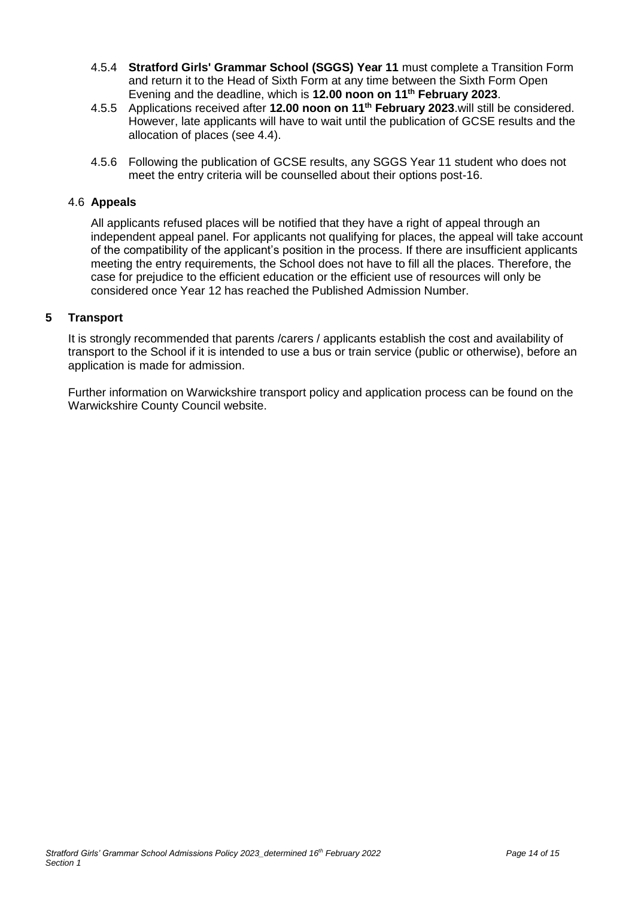4.5.4 **Stratford Girls' Grammar School (SGGS) Year 11** must complete a Transition Form and return it to the Head of Sixth Form at any time between the Sixth Form Open Evening and the deadline, which is **12.00 noon on 11th February 2023**.

4.5.5 Applications received after **12.00 noon on 11th February 2023**.will still be considered. However, late applicants will have to wait until the publication of GCSE results and the allocation of places (see 4.4).

4.5.6 Following the publication of GCSE results, any SGGS Year 11 student who does not meet the entry criteria will be counselled about their options post-16.

### 4.6 Appeals

All applicants refused places will be notified that they have a right of appeal through an independent appeal panel. For applicants not qualifying for places, the appeal will take account of the compatibility of the applicant's position in the process. If there are insufficient applicants meeting the entry requirements, the School does not have to fill all the places. Therefore, the case for prejudice to the efficient education or the efficient use of resources will only be considered once Year 12 has reached the Published Admission Number.

## 5 Transport

It is strongly recommended that parents /carers / applicants establish the cost and availability of transport to the School if it is intended to use a bus or train service (public or otherwise), before an application is made for admission.

Further information on Warwickshire transport policy and application process can be found on the Warwickshire County Council website.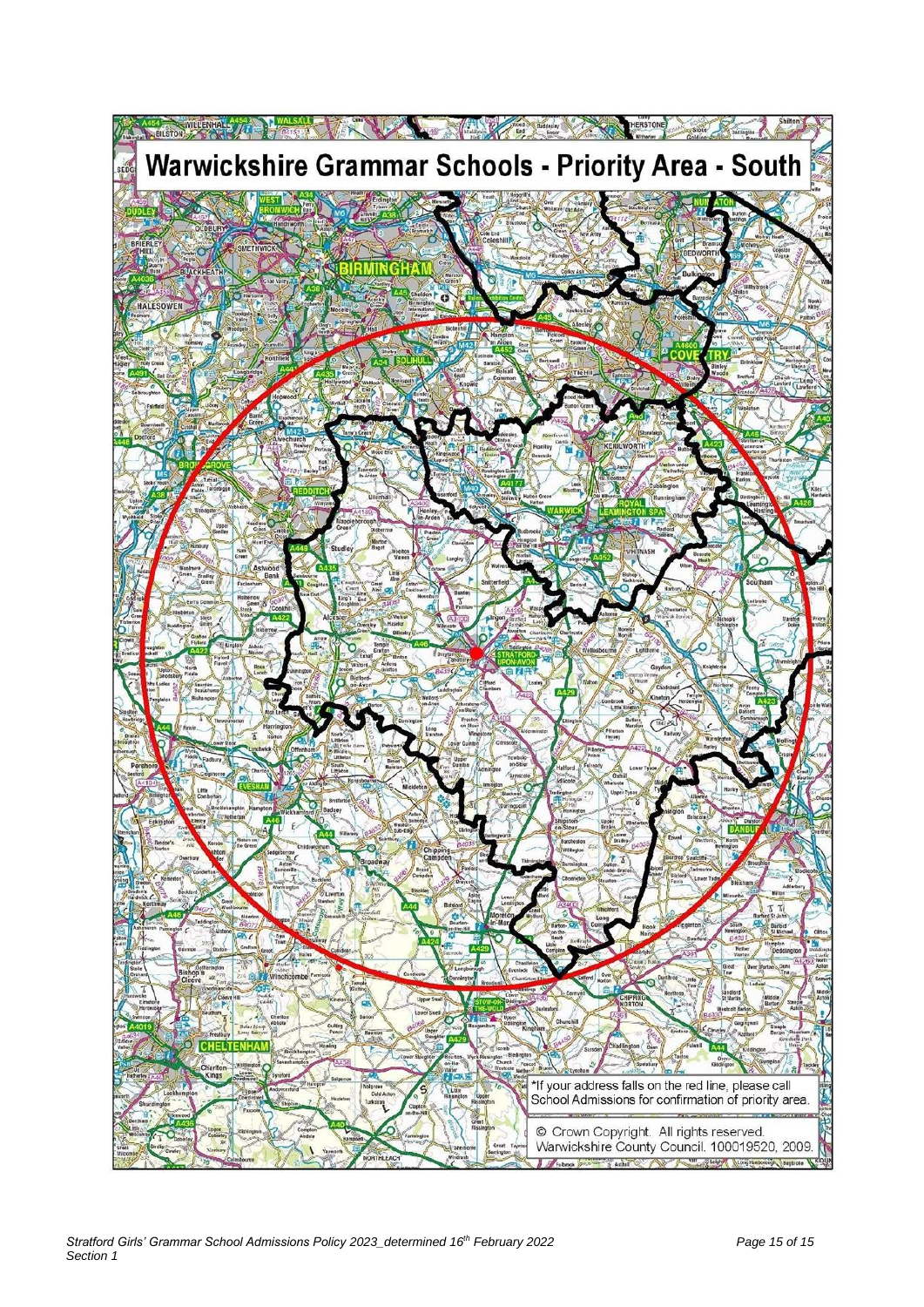# Warwickshire Grammar Schools - Priority Area - South

*If your address falls on the red line, please call School Admissions for confirmation of priority area.

© Crown Copyright. All rights reserved. Warwickshire County Council. 100019520, 2009.

*Stratford Girls' Grammar School Admissions Policy 2023_determined 16th February 2022*
*Section 1*